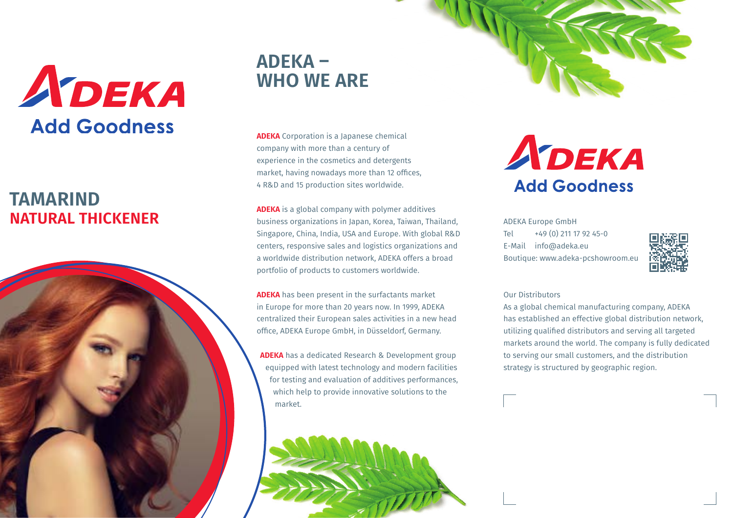ADEKA

Add Goodness

# TAMARIND
## NATURAL THICKENER

# ADEKA – WHO WE ARE

**ADEKA** Corporation is a Japanese chemical company with more than a century of experience in the cosmetics and detergents market, having nowadays more than 12 offices, 4 R&D and 15 production sites worldwide.

**ADEKA** is a global company with polymer additives business organizations in Japan, Korea, Taiwan, Thailand, Singapore, China, India, USA and Europe. With global R&D centers, responsive sales and logistics organizations and a worldwide distribution network, ADEKA offers a broad portfolio of products to customers worldwide.

**ADEKA** has been present in the surfactants market in Europe for more than 20 years now. In 1999, ADEKA centralized their European sales activities in a new head office, ADEKA Europe GmbH, in Düsseldorf, Germany.

**ADEKA** has a dedicated Research & Development group equipped with latest technology and modern facilities for testing and evaluation of additives performances, which help to provide innovative solutions to the market.

ADEKA

Add Goodness

ADEKA Europe GmbH
Tel +49 (0) 211 17 92 45-0
E-Mail info@adeka.eu
Boutique: www.adeka-pcshowroom.eu

Our Distributors
As a global chemical manufacturing company, ADEKA has established an effective global distribution network, utilizing qualified distributors and serving all targeted markets around the world. The company is fully dedicated to serving our small customers, and the distribution strategy is structured by geographic region.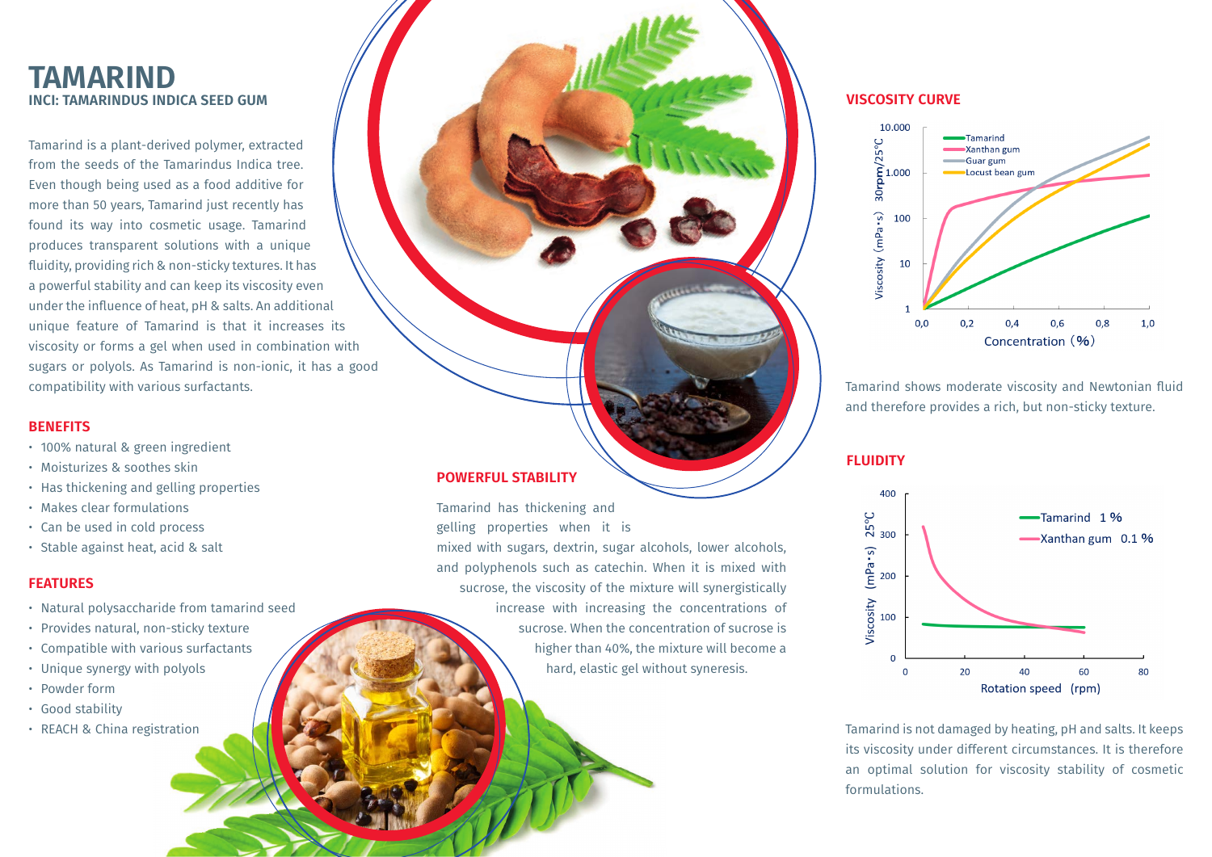# TAMARIND

**INCI: TAMARINDUS INDICA SEED GUM**

Tamarind is a plant-derived polymer, extracted from the seeds of the Tamarindus Indica tree. Even though being used as a food additive for more than 50 years, Tamarind just recently has found its way into cosmetic usage. Tamarind produces transparent solutions with a unique fluidity, providing rich & non-sticky textures. It has a powerful stability and can keep its viscosity even under the influence of heat, pH & salts. An additional unique feature of Tamarind is that it increases its viscosity or forms a gel when used in combination with sugars or polyols. As Tamarind is non-ionic, it has a good compatibility with various surfactants.

## BENEFITS

- 100% natural & green ingredient
- Moisturizes & soothes skin
- Has thickening and gelling properties
- Makes clear formulations
- Can be used in cold process
- Stable against heat, acid & salt

## FEATURES

- Natural polysaccharide from tamarind seed
- Provides natural, non-sticky texture
- Compatible with various surfactants
- Unique synergy with polyols
- Powder form
- Good stability
- REACH & China registration

## POWERFUL STABILITY

Tamarind has thickening and gelling properties when it is mixed with sugars, dextrin, sugar alcohols, lower alcohols, and polyphenols such as catechin. When it is mixed with sucrose, the viscosity of the mixture will synergistically increase with increasing the concentrations of sucrose. When the concentration of sucrose is higher than 40%, the mixture will become a hard, elastic gel without syneresis.

## VISCOSITY CURVE

Tamarind
Xanthan gum
Guar gum
Locust bean gum

Viscosity (mPa•s) 30rpm/25℃

10.000
1.000
100
10
1

Concentration (%)

0,0 0,2 0,4 0,6 0,8 1,0

Tamarind shows moderate viscosity and Newtonian fluid and therefore provides a rich, but non-sticky texture.

## FLUIDITY

Tamarind 1 %
Xanthan gum 0.1 %

Viscosity (mPa•s) 25℃

400
300
200
100
0

Rotation speed (rpm)

0 20 40 60 80

Tamarind is not damaged by heating, pH and salts. It keeps its viscosity under different circumstances. It is therefore an optimal solution for viscosity stability of cosmetic formulations.